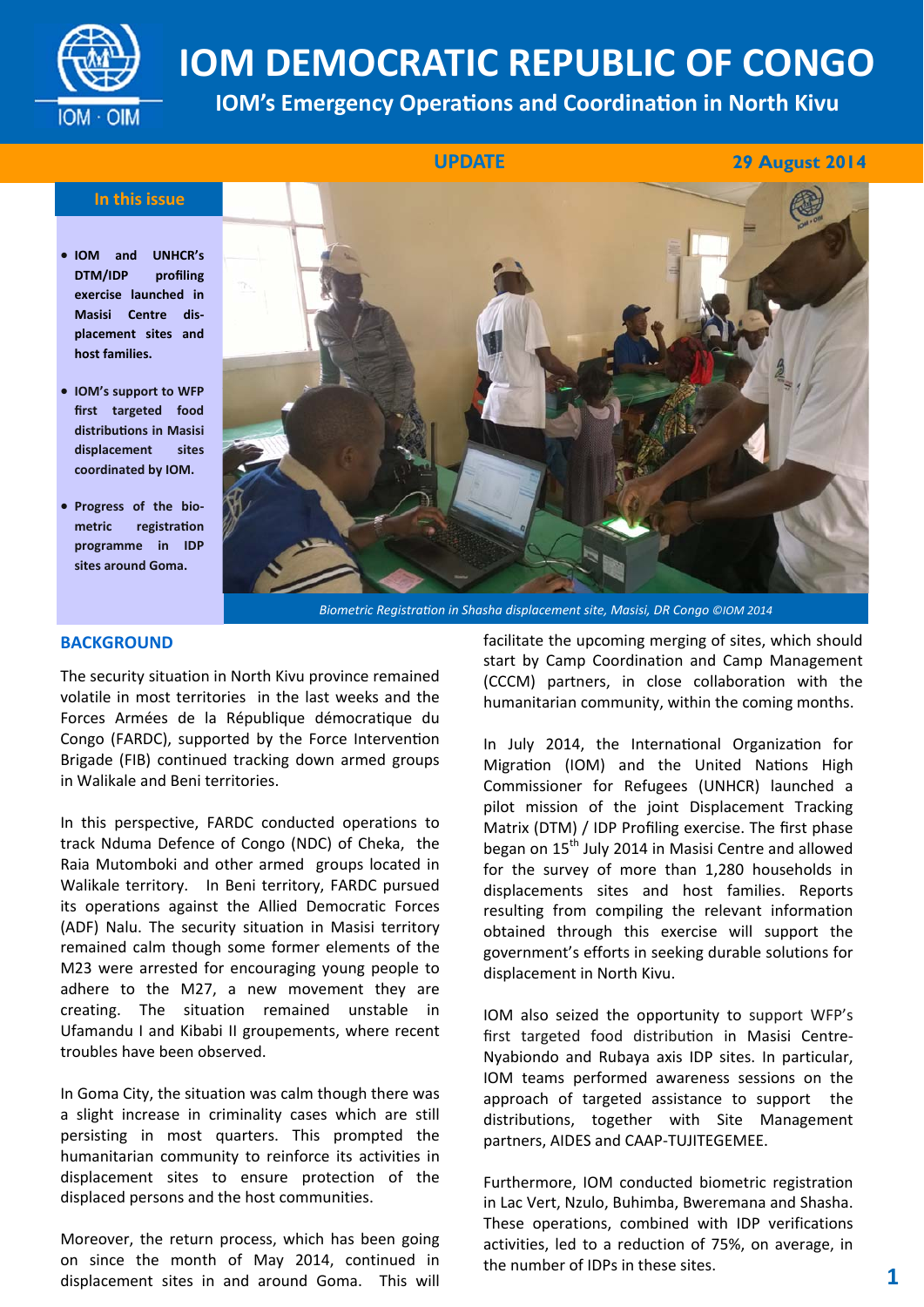# IOM DEMOCRATIC REPUBLIC OF CONGO

## IOM's Emergency Operations and Coordination in North Kivu

**UPDATE** — **29 August 2014**

### In this issue

- **IOM and UNHCR's DTM/IDP profiling exercise launched in Masisi Centre displacement sites and host families.**
- **IOM's support to WFP first targeted food distributions in Masisi displacement sites coordinated by IOM.**
- **Progress of the biometric registration programme in IDP sites around Goma.**

*Biometric Registration in Shasha displacement site, Masisi, DR Congo ©IOM 2014*

## BACKGROUND

The security situation in North Kivu province remained volatile in most territories in the last weeks and the Forces Armées de la République démocratique du Congo (FARDC), supported by the Force Intervention Brigade (FIB) continued tracking down armed groups in Walikale and Beni territories.

In this perspective, FARDC conducted operations to track Nduma Defence of Congo (NDC) of Cheka, the Raia Mutomboki and other armed groups located in Walikale territory. In Beni territory, FARDC pursued its operations against the Allied Democratic Forces (ADF) Nalu. The security situation in Masisi territory remained calm though some former elements of the M23 were arrested for encouraging young people to adhere to the M27, a new movement they are creating. The situation remained unstable in Ufamandu I and Kibabi II groupements, where recent troubles have been observed.

In Goma City, the situation was calm though there was a slight increase in criminality cases which are still persisting in most quarters. This prompted the humanitarian community to reinforce its activities in displacement sites to ensure protection of the displaced persons and the host communities.

Moreover, the return process, which has been going on since the month of May 2014, continued in displacement sites in and around Goma. This will facilitate the upcoming merging of sites, which should start by Camp Coordination and Camp Management (CCCM) partners, in close collaboration with the humanitarian community, within the coming months.

In July 2014, the International Organization for Migration (IOM) and the United Nations High Commissioner for Refugees (UNHCR) launched a pilot mission of the joint Displacement Tracking Matrix (DTM) / IDP Profiling exercise. The first phase began on 15th July 2014 in Masisi Centre and allowed for the survey of more than 1,280 households in displacements sites and host families. Reports resulting from compiling the relevant information obtained through this exercise will support the government's efforts in seeking durable solutions for displacement in North Kivu.

IOM also seized the opportunity to support WFP's first targeted food distribution in Masisi Centre-Nyabiondo and Rubaya axis IDP sites. In particular, IOM teams performed awareness sessions on the approach of targeted assistance to support the distributions, together with Site Management partners, AIDES and CAAP-TUJITEGEMEE.

Furthermore, IOM conducted biometric registration in Lac Vert, Nzulo, Buhimba, Bweremana and Shasha. These operations, combined with IDP verifications activities, led to a reduction of 75%, on average, in the number of IDPs in these sites.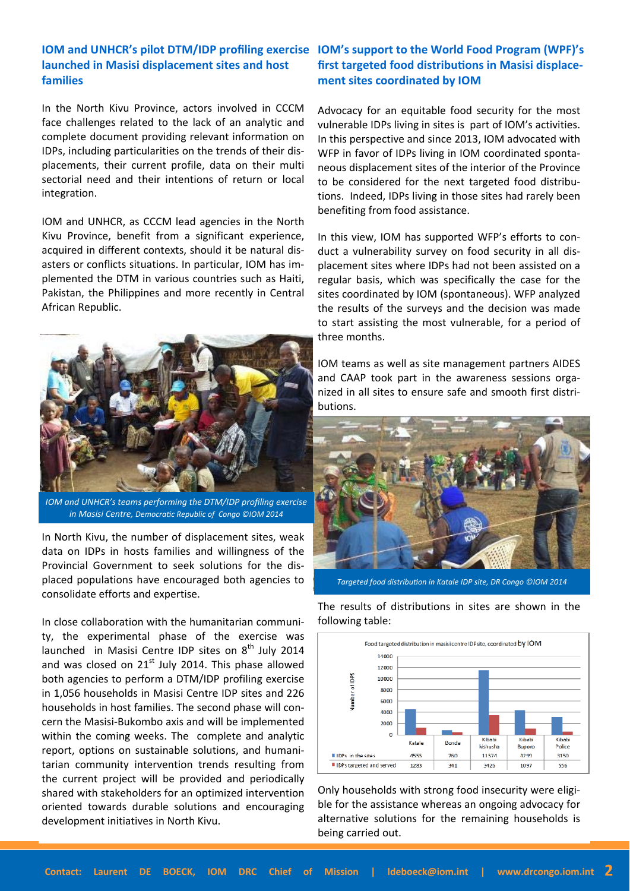## IOM and UNHCR's pilot DTM/IDP profiling exercise launched in Masisi displacement sites and host families

In the North Kivu Province, actors involved in CCCM face challenges related to the lack of an analytic and complete document providing relevant information on IDPs, including particularities on the trends of their displacements, their current profile, data on their multi sectorial need and their intentions of return or local integration.

IOM and UNHCR, as CCCM lead agencies in the North Kivu Province, benefit from a significant experience, acquired in different contexts, should it be natural disasters or conflicts situations. In particular, IOM has implemented the DTM in various countries such as Haiti, Pakistan, the Philippines and more recently in Central African Republic.

*IOM and UNHCR's teams performing the DTM/IDP profiling exercise in Masisi Centre, Democratic Republic of Congo ©IOM 2014*

In North Kivu, the number of displacement sites, weak data on IDPs in hosts families and willingness of the Provincial Government to seek solutions for the displaced populations have encouraged both agencies to consolidate efforts and expertise.

In close collaboration with the humanitarian community, the experimental phase of the exercise was launched in Masisi Centre IDP sites on 8th July 2014 and was closed on 21st July 2014. This phase allowed both agencies to perform a DTM/IDP profiling exercise in 1,056 households in Masisi Centre IDP sites and 226 households in host families. The second phase will concern the Masisi-Bukombo axis and will be implemented within the coming weeks. The complete and analytic report, options on sustainable solutions, and humanitarian community intervention trends resulting from the current project will be provided and periodically shared with stakeholders for an optimized intervention oriented towards durable solutions and encouraging development initiatives in North Kivu.

## IOM's support to the World Food Program (WPF)'s first targeted food distributions in Masisi displacement sites coordinated by IOM

Advocacy for an equitable food security for the most vulnerable IDPs living in sites is part of IOM's activities. In this perspective and since 2013, IOM advocated with WFP in favor of IDPs living in IOM coordinated spontaneous displacement sites of the interior of the Province to be considered for the next targeted food distributions. Indeed, IDPs living in those sites had rarely been benefiting from food assistance.

In this view, IOM has supported WFP's efforts to conduct a vulnerability survey on food security in all displacement sites where IDPs had not been assisted on a regular basis, which was specifically the case for the sites coordinated by IOM (spontaneous). WFP analyzed the results of the surveys and the decision was made to start assisting the most vulnerable, for a period of three months.

IOM teams as well as site management partners AIDES and CAAP took part in the awareness sessions organized in all sites to ensure safe and smooth first distributions.

*Targeted food distribution in Katale IDP site, DR Congo ©IOM 2014*

The results of distributions in sites are shown in the following table:

Food targeted distribution in masisi centre IDP site, coordinated by IOM

| | Katale | Bonde | Kibabi kishusha | Kibabi Buporo | Kibabi Police |
|---|---|---|---|---|---|
| IDPs in the sites | 4555 | 760 | 11574 | 4299 | 3150 |
| IDPs targeted and served | 1283 | 341 | 3426 | 1097 | 556 |

Only households with strong food insecurity were eligible for the assistance whereas an ongoing advocacy for alternative solutions for the remaining households is being carried out.

Contact: Laurent DE BOECK, IOM DRC Chief of Mission | ldeboeck@iom.int | www.drcongo.iom.int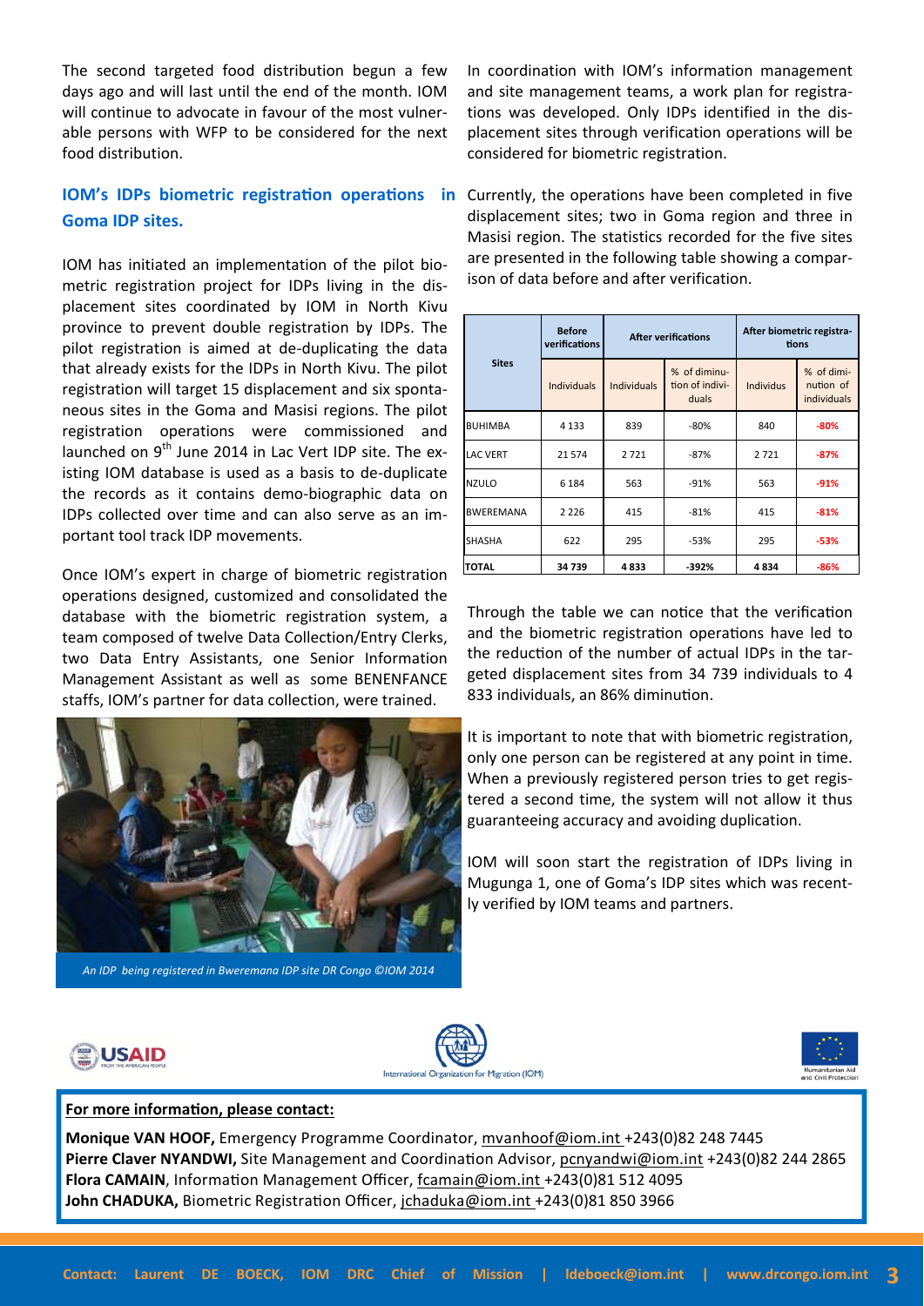The second targeted food distribution begun a few days ago and will last until the end of the month. IOM will continue to advocate in favour of the most vulnerable persons with WFP to be considered for the next food distribution.

## IOM's IDPs biometric registration operations in Goma IDP sites.

IOM has initiated an implementation of the pilot biometric registration project for IDPs living in the displacement sites coordinated by IOM in North Kivu province to prevent double registration by IDPs. The pilot registration is aimed at de-duplicating the data that already exists for the IDPs in North Kivu. The pilot registration will target 15 displacement and six spontaneous sites in the Goma and Masisi regions. The pilot registration operations were commissioned and launched on 9th June 2014 in Lac Vert IDP site. The existing IOM database is used as a basis to de-duplicate the records as it contains demo-biographic data on IDPs collected over time and can also serve as an important tool track IDP movements.

Once IOM's expert in charge of biometric registration operations designed, customized and consolidated the database with the biometric registration system, a team composed of twelve Data Collection/Entry Clerks, two Data Entry Assistants, one Senior Information Management Assistant as well as some BENENFANCE staffs, IOM's partner for data collection, were trained.

*An IDP being registered in Bweremana IDP site DR Congo ©IOM 2014*

In coordination with IOM's information management and site management teams, a work plan for registrations was developed. Only IDPs identified in the displacement sites through verification operations will be considered for biometric registration.

Currently, the operations have been completed in five displacement sites; two in Goma region and three in Masisi region. The statistics recorded for the five sites are presented in the following table showing a comparison of data before and after verification.

| Sites | Before verifications | After verifications | | After biometric registrations | |
|---|---|---|---|---|---|
| | Individuals | Individuals | % of diminution of individuals | Individus | % of diminution of individuals |
| BUHIMBA | 4 133 | 839 | -80% | 840 | -80% |
| LAC VERT | 21 574 | 2 721 | -87% | 2 721 | -87% |
| NZULO | 6 184 | 563 | -91% | 563 | -91% |
| BWEREMANA | 2 226 | 415 | -81% | 415 | -81% |
| SHASHA | 622 | 295 | -53% | 295 | -53% |
| **TOTAL** | **34 739** | **4 833** | **-392%** | **4 834** | **-86%** |

Through the table we can notice that the verification and the biometric registration operations have led to the reduction of the number of actual IDPs in the targeted displacement sites from 34 739 individuals to 4 833 individuals, an 86% diminution.

It is important to note that with biometric registration, only one person can be registered at any point in time. When a previously registered person tries to get registered a second time, the system will not allow it thus guaranteeing accuracy and avoiding duplication.

IOM will soon start the registration of IDPs living in Mugunga 1, one of Goma's IDP sites which was recently verified by IOM teams and partners.

**For more information, please contact:**

**Monique VAN HOOF,** Emergency Programme Coordinator, mvanhoof@iom.int +243(0)82 248 7445
**Pierre Claver NYANDWI,** Site Management and Coordination Advisor, pcnyandwi@iom.int +243(0)82 244 2865
**Flora CAMAIN**, Information Management Officer, fcamain@iom.int +243(0)81 512 4095
**John CHADUKA,** Biometric Registration Officer, jchaduka@iom.int +243(0)81 850 3966

Contact: Laurent DE BOECK, IOM DRC Chief of Mission | ldeboeck@iom.int | www.drcongo.iom.int